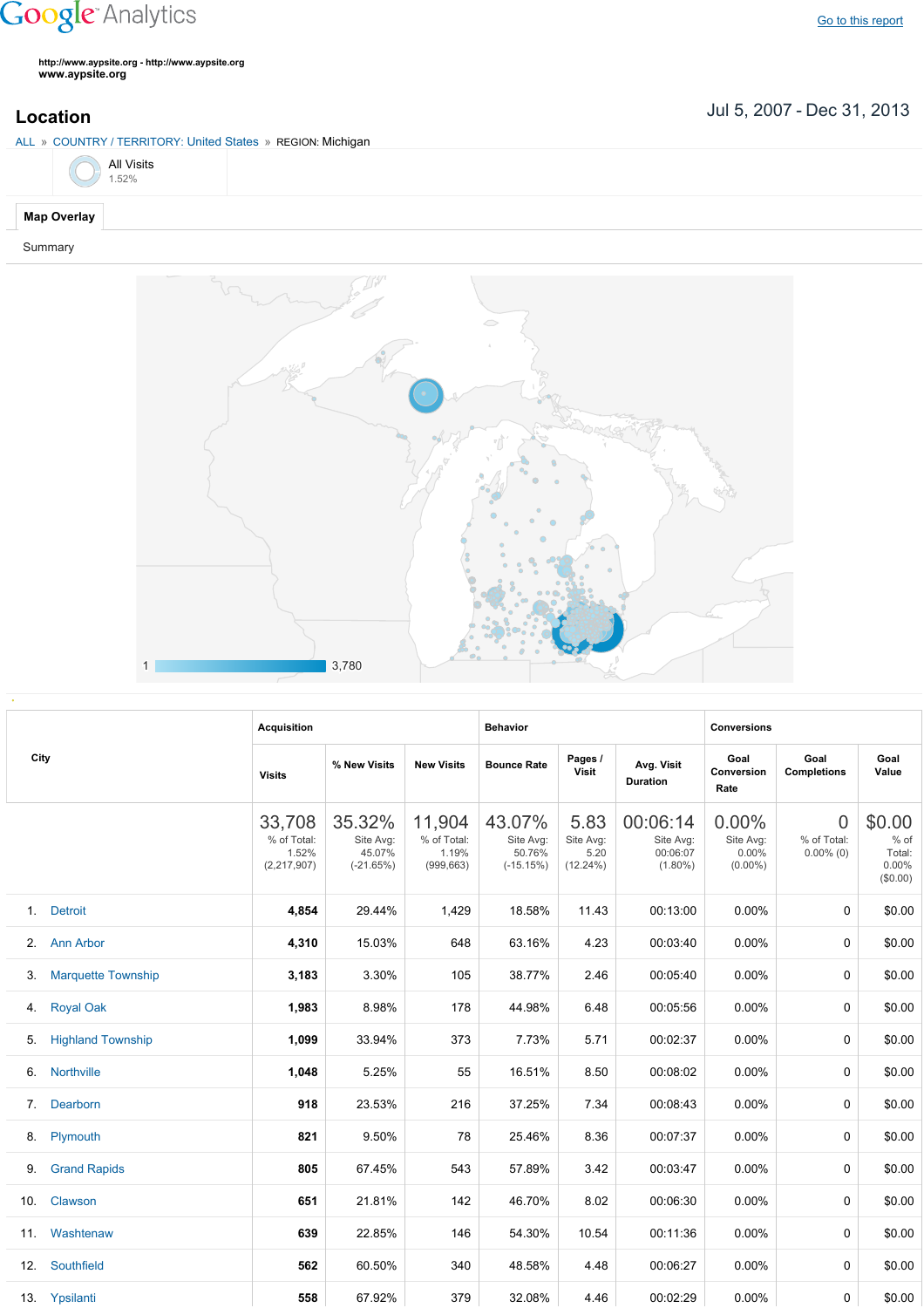Google Analytics

Go to this report

http://www.aypsite.org - http://www.aypsite.org
www.aypsite.org

## Location

Jul 5, 2007 - Dec 31, 2013

ALL » COUNTRY / TERRITORY: United States » REGION: Michigan

All Visits
1.52%

Map Overlay

Summary

1
3,780

| City | Acquisition | | | Behavior | | | Conversions | | |
|---|---|---|---|---|---|---|---|---|---|
| | Visits | % New Visits | New Visits | Bounce Rate | Pages / Visit | Avg. Visit Duration | Goal Conversion Rate | Goal Completions | Goal Value |
| | 33,708 % of Total: 1.52% (2,217,907) | 35.32% Site Avg: 45.07% (-21.65%) | 11,904 % of Total: 1.19% (999,663) | 43.07% Site Avg: 50.76% (-15.15%) | 5.83 Site Avg: 5.20 (12.24%) | 00:06:14 Site Avg: 00:06:07 (1.80%) | 0.00% Site Avg: 0.00% (0.00%) | 0 % of Total: 0.00% (0) | $0.00 % of Total: 0.00% ($0.00) |
| 1. Detroit | 4,854 | 29.44% | 1,429 | 18.58% | 11.43 | 00:13:00 | 0.00% | 0 | $0.00 |
| 2. Ann Arbor | 4,310 | 15.03% | 648 | 63.16% | 4.23 | 00:03:40 | 0.00% | 0 | $0.00 |
| 3. Marquette Township | 3,183 | 3.30% | 105 | 38.77% | 2.46 | 00:05:40 | 0.00% | 0 | $0.00 |
| 4. Royal Oak | 1,983 | 8.98% | 178 | 44.98% | 6.48 | 00:05:56 | 0.00% | 0 | $0.00 |
| 5. Highland Township | 1,099 | 33.94% | 373 | 7.73% | 5.71 | 00:02:37 | 0.00% | 0 | $0.00 |
| 6. Northville | 1,048 | 5.25% | 55 | 16.51% | 8.50 | 00:08:02 | 0.00% | 0 | $0.00 |
| 7. Dearborn | 918 | 23.53% | 216 | 37.25% | 7.34 | 00:08:43 | 0.00% | 0 | $0.00 |
| 8. Plymouth | 821 | 9.50% | 78 | 25.46% | 8.36 | 00:07:37 | 0.00% | 0 | $0.00 |
| 9. Grand Rapids | 805 | 67.45% | 543 | 57.89% | 3.42 | 00:03:47 | 0.00% | 0 | $0.00 |
| 10. Clawson | 651 | 21.81% | 142 | 46.70% | 8.02 | 00:06:30 | 0.00% | 0 | $0.00 |
| 11. Washtenaw | 639 | 22.85% | 146 | 54.30% | 10.54 | 00:11:36 | 0.00% | 0 | $0.00 |
| 12. Southfield | 562 | 60.50% | 340 | 48.58% | 4.48 | 00:06:27 | 0.00% | 0 | $0.00 |
| 13. Ypsilanti | 558 | 67.92% | 379 | 32.08% | 4.46 | 00:02:29 | 0.00% | 0 | $0.00 |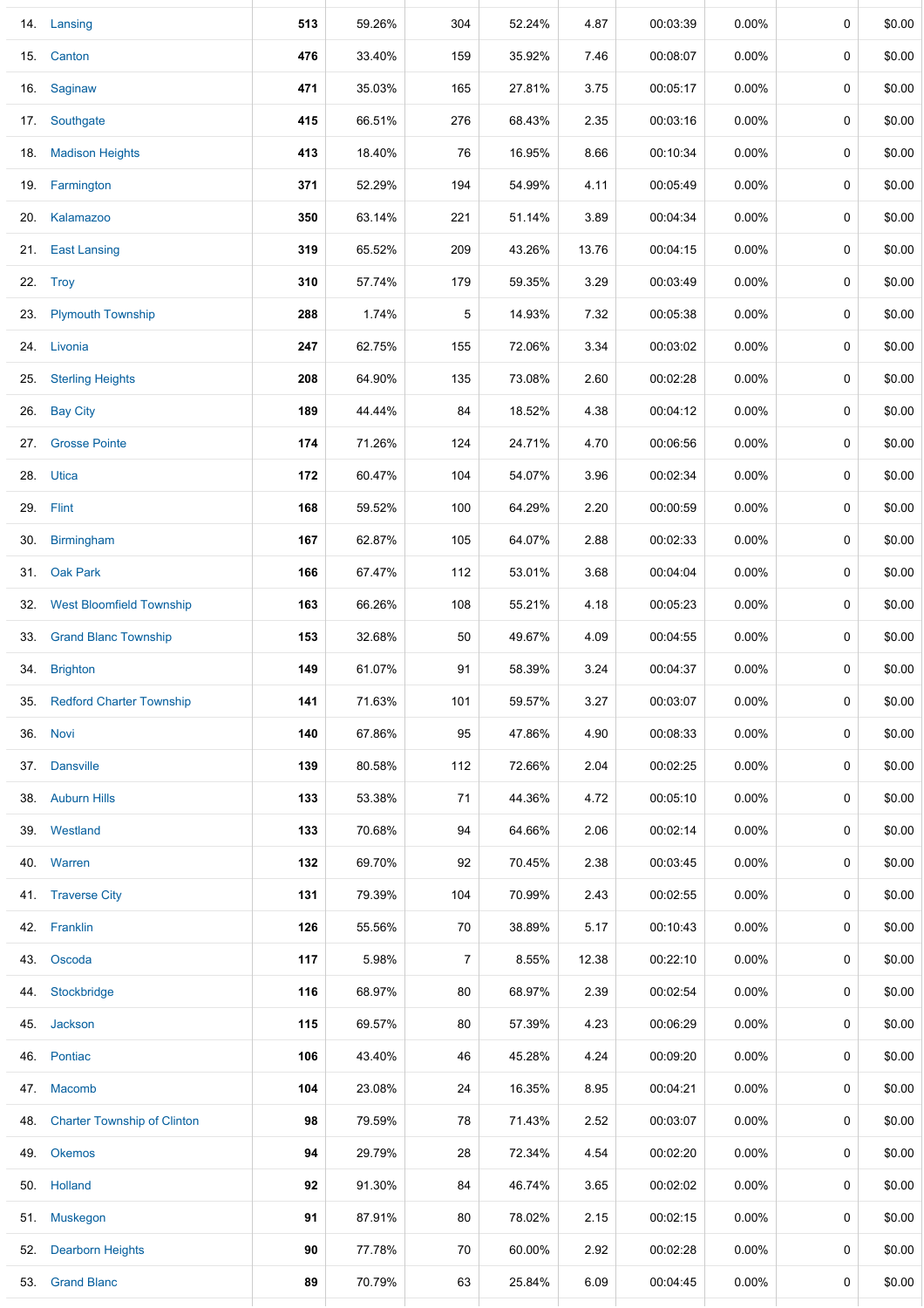| | | | | | | | | | | |
|---|---|---|---|---|---|---|---|---|---|---|
| 14. | Lansing | **513** | 59.26% | 304 | 52.24% | 4.87 | 00:03:39 | 0.00% | 0 | $0.00 |
| 15. | Canton | **476** | 33.40% | 159 | 35.92% | 7.46 | 00:08:07 | 0.00% | 0 | $0.00 |
| 16. | Saginaw | **471** | 35.03% | 165 | 27.81% | 3.75 | 00:05:17 | 0.00% | 0 | $0.00 |
| 17. | Southgate | **415** | 66.51% | 276 | 68.43% | 2.35 | 00:03:16 | 0.00% | 0 | $0.00 |
| 18. | Madison Heights | **413** | 18.40% | 76 | 16.95% | 8.66 | 00:10:34 | 0.00% | 0 | $0.00 |
| 19. | Farmington | **371** | 52.29% | 194 | 54.99% | 4.11 | 00:05:49 | 0.00% | 0 | $0.00 |
| 20. | Kalamazoo | **350** | 63.14% | 221 | 51.14% | 3.89 | 00:04:34 | 0.00% | 0 | $0.00 |
| 21. | East Lansing | **319** | 65.52% | 209 | 43.26% | 13.76 | 00:04:15 | 0.00% | 0 | $0.00 |
| 22. | Troy | **310** | 57.74% | 179 | 59.35% | 3.29 | 00:03:49 | 0.00% | 0 | $0.00 |
| 23. | Plymouth Township | **288** | 1.74% | 5 | 14.93% | 7.32 | 00:05:38 | 0.00% | 0 | $0.00 |
| 24. | Livonia | **247** | 62.75% | 155 | 72.06% | 3.34 | 00:03:02 | 0.00% | 0 | $0.00 |
| 25. | Sterling Heights | **208** | 64.90% | 135 | 73.08% | 2.60 | 00:02:28 | 0.00% | 0 | $0.00 |
| 26. | Bay City | **189** | 44.44% | 84 | 18.52% | 4.38 | 00:04:12 | 0.00% | 0 | $0.00 |
| 27. | Grosse Pointe | **174** | 71.26% | 124 | 24.71% | 4.70 | 00:06:56 | 0.00% | 0 | $0.00 |
| 28. | Utica | **172** | 60.47% | 104 | 54.07% | 3.96 | 00:02:34 | 0.00% | 0 | $0.00 |
| 29. | Flint | **168** | 59.52% | 100 | 64.29% | 2.20 | 00:00:59 | 0.00% | 0 | $0.00 |
| 30. | Birmingham | **167** | 62.87% | 105 | 64.07% | 2.88 | 00:02:33 | 0.00% | 0 | $0.00 |
| 31. | Oak Park | **166** | 67.47% | 112 | 53.01% | 3.68 | 00:04:04 | 0.00% | 0 | $0.00 |
| 32. | West Bloomfield Township | **163** | 66.26% | 108 | 55.21% | 4.18 | 00:05:23 | 0.00% | 0 | $0.00 |
| 33. | Grand Blanc Township | **153** | 32.68% | 50 | 49.67% | 4.09 | 00:04:55 | 0.00% | 0 | $0.00 |
| 34. | Brighton | **149** | 61.07% | 91 | 58.39% | 3.24 | 00:04:37 | 0.00% | 0 | $0.00 |
| 35. | Redford Charter Township | **141** | 71.63% | 101 | 59.57% | 3.27 | 00:03:07 | 0.00% | 0 | $0.00 |
| 36. | Novi | **140** | 67.86% | 95 | 47.86% | 4.90 | 00:08:33 | 0.00% | 0 | $0.00 |
| 37. | Dansville | **139** | 80.58% | 112 | 72.66% | 2.04 | 00:02:25 | 0.00% | 0 | $0.00 |
| 38. | Auburn Hills | **133** | 53.38% | 71 | 44.36% | 4.72 | 00:05:10 | 0.00% | 0 | $0.00 |
| 39. | Westland | **133** | 70.68% | 94 | 64.66% | 2.06 | 00:02:14 | 0.00% | 0 | $0.00 |
| 40. | Warren | **132** | 69.70% | 92 | 70.45% | 2.38 | 00:03:45 | 0.00% | 0 | $0.00 |
| 41. | Traverse City | **131** | 79.39% | 104 | 70.99% | 2.43 | 00:02:55 | 0.00% | 0 | $0.00 |
| 42. | Franklin | **126** | 55.56% | 70 | 38.89% | 5.17 | 00:10:43 | 0.00% | 0 | $0.00 |
| 43. | Oscoda | **117** | 5.98% | 7 | 8.55% | 12.38 | 00:22:10 | 0.00% | 0 | $0.00 |
| 44. | Stockbridge | **116** | 68.97% | 80 | 68.97% | 2.39 | 00:02:54 | 0.00% | 0 | $0.00 |
| 45. | Jackson | **115** | 69.57% | 80 | 57.39% | 4.23 | 00:06:29 | 0.00% | 0 | $0.00 |
| 46. | Pontiac | **106** | 43.40% | 46 | 45.28% | 4.24 | 00:09:20 | 0.00% | 0 | $0.00 |
| 47. | Macomb | **104** | 23.08% | 24 | 16.35% | 8.95 | 00:04:21 | 0.00% | 0 | $0.00 |
| 48. | Charter Township of Clinton | **98** | 79.59% | 78 | 71.43% | 2.52 | 00:03:07 | 0.00% | 0 | $0.00 |
| 49. | Okemos | **94** | 29.79% | 28 | 72.34% | 4.54 | 00:02:20 | 0.00% | 0 | $0.00 |
| 50. | Holland | **92** | 91.30% | 84 | 46.74% | 3.65 | 00:02:02 | 0.00% | 0 | $0.00 |
| 51. | Muskegon | **91** | 87.91% | 80 | 78.02% | 2.15 | 00:02:15 | 0.00% | 0 | $0.00 |
| 52. | Dearborn Heights | **90** | 77.78% | 70 | 60.00% | 2.92 | 00:02:28 | 0.00% | 0 | $0.00 |
| 53. | Grand Blanc | **89** | 70.79% | 63 | 25.84% | 6.09 | 00:04:45 | 0.00% | 0 | $0.00 |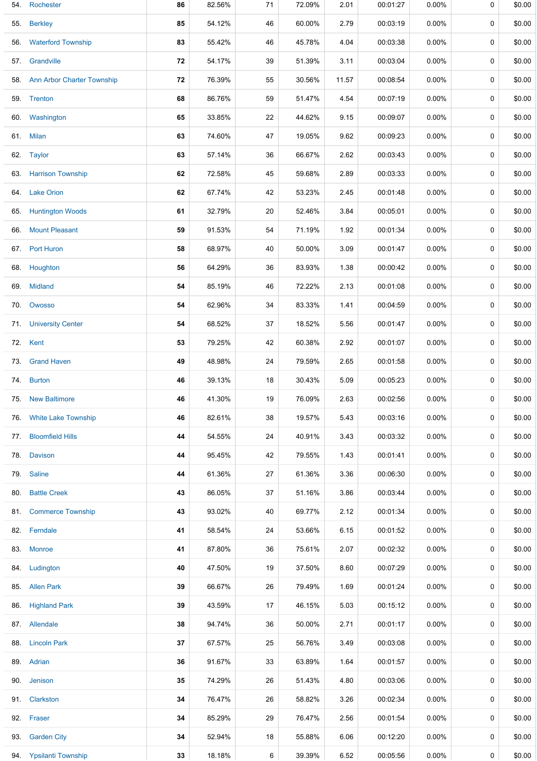| | | | | | | | | | |
|---|---|---|---|---|---|---|---|---|---|
| 54. Rochester | **86** | 82.56% | 71 | 72.09% | 2.01 | 00:01:27 | 0.00% | 0 | $0.00 |
| 55. Berkley | **85** | 54.12% | 46 | 60.00% | 2.79 | 00:03:19 | 0.00% | 0 | $0.00 |
| 56. Waterford Township | **83** | 55.42% | 46 | 45.78% | 4.04 | 00:03:38 | 0.00% | 0 | $0.00 |
| 57. Grandville | **72** | 54.17% | 39 | 51.39% | 3.11 | 00:03:04 | 0.00% | 0 | $0.00 |
| 58. Ann Arbor Charter Township | **72** | 76.39% | 55 | 30.56% | 11.57 | 00:08:54 | 0.00% | 0 | $0.00 |
| 59. Trenton | **68** | 86.76% | 59 | 51.47% | 4.54 | 00:07:19 | 0.00% | 0 | $0.00 |
| 60. Washington | **65** | 33.85% | 22 | 44.62% | 9.15 | 00:09:07 | 0.00% | 0 | $0.00 |
| 61. Milan | **63** | 74.60% | 47 | 19.05% | 9.62 | 00:09:23 | 0.00% | 0 | $0.00 |
| 62. Taylor | **63** | 57.14% | 36 | 66.67% | 2.62 | 00:03:43 | 0.00% | 0 | $0.00 |
| 63. Harrison Township | **62** | 72.58% | 45 | 59.68% | 2.89 | 00:03:33 | 0.00% | 0 | $0.00 |
| 64. Lake Orion | **62** | 67.74% | 42 | 53.23% | 2.45 | 00:01:48 | 0.00% | 0 | $0.00 |
| 65. Huntington Woods | **61** | 32.79% | 20 | 52.46% | 3.84 | 00:05:01 | 0.00% | 0 | $0.00 |
| 66. Mount Pleasant | **59** | 91.53% | 54 | 71.19% | 1.92 | 00:01:34 | 0.00% | 0 | $0.00 |
| 67. Port Huron | **58** | 68.97% | 40 | 50.00% | 3.09 | 00:01:47 | 0.00% | 0 | $0.00 |
| 68. Houghton | **56** | 64.29% | 36 | 83.93% | 1.38 | 00:00:42 | 0.00% | 0 | $0.00 |
| 69. Midland | **54** | 85.19% | 46 | 72.22% | 2.13 | 00:01:08 | 0.00% | 0 | $0.00 |
| 70. Owosso | **54** | 62.96% | 34 | 83.33% | 1.41 | 00:04:59 | 0.00% | 0 | $0.00 |
| 71. University Center | **54** | 68.52% | 37 | 18.52% | 5.56 | 00:01:47 | 0.00% | 0 | $0.00 |
| 72. Kent | **53** | 79.25% | 42 | 60.38% | 2.92 | 00:01:07 | 0.00% | 0 | $0.00 |
| 73. Grand Haven | **49** | 48.98% | 24 | 79.59% | 2.65 | 00:01:58 | 0.00% | 0 | $0.00 |
| 74. Burton | **46** | 39.13% | 18 | 30.43% | 5.09 | 00:05:23 | 0.00% | 0 | $0.00 |
| 75. New Baltimore | **46** | 41.30% | 19 | 76.09% | 2.63 | 00:02:56 | 0.00% | 0 | $0.00 |
| 76. White Lake Township | **46** | 82.61% | 38 | 19.57% | 5.43 | 00:03:16 | 0.00% | 0 | $0.00 |
| 77. Bloomfield Hills | **44** | 54.55% | 24 | 40.91% | 3.43 | 00:03:32 | 0.00% | 0 | $0.00 |
| 78. Davison | **44** | 95.45% | 42 | 79.55% | 1.43 | 00:01:41 | 0.00% | 0 | $0.00 |
| 79. Saline | **44** | 61.36% | 27 | 61.36% | 3.36 | 00:06:30 | 0.00% | 0 | $0.00 |
| 80. Battle Creek | **43** | 86.05% | 37 | 51.16% | 3.86 | 00:03:44 | 0.00% | 0 | $0.00 |
| 81. Commerce Township | **43** | 93.02% | 40 | 69.77% | 2.12 | 00:01:34 | 0.00% | 0 | $0.00 |
| 82. Ferndale | **41** | 58.54% | 24 | 53.66% | 6.15 | 00:01:52 | 0.00% | 0 | $0.00 |
| 83. Monroe | **41** | 87.80% | 36 | 75.61% | 2.07 | 00:02:32 | 0.00% | 0 | $0.00 |
| 84. Ludington | **40** | 47.50% | 19 | 37.50% | 8.60 | 00:07:29 | 0.00% | 0 | $0.00 |
| 85. Allen Park | **39** | 66.67% | 26 | 79.49% | 1.69 | 00:01:24 | 0.00% | 0 | $0.00 |
| 86. Highland Park | **39** | 43.59% | 17 | 46.15% | 5.03 | 00:15:12 | 0.00% | 0 | $0.00 |
| 87. Allendale | **38** | 94.74% | 36 | 50.00% | 2.71 | 00:01:17 | 0.00% | 0 | $0.00 |
| 88. Lincoln Park | **37** | 67.57% | 25 | 56.76% | 3.49 | 00:03:08 | 0.00% | 0 | $0.00 |
| 89. Adrian | **36** | 91.67% | 33 | 63.89% | 1.64 | 00:01:57 | 0.00% | 0 | $0.00 |
| 90. Jenison | **35** | 74.29% | 26 | 51.43% | 4.80 | 00:03:06 | 0.00% | 0 | $0.00 |
| 91. Clarkston | **34** | 76.47% | 26 | 58.82% | 3.26 | 00:02:34 | 0.00% | 0 | $0.00 |
| 92. Fraser | **34** | 85.29% | 29 | 76.47% | 2.56 | 00:01:54 | 0.00% | 0 | $0.00 |
| 93. Garden City | **34** | 52.94% | 18 | 55.88% | 6.06 | 00:12:20 | 0.00% | 0 | $0.00 |
| 94. Ypsilanti Township | **33** | 18.18% | 6 | 39.39% | 6.52 | 00:05:56 | 0.00% | 0 | $0.00 |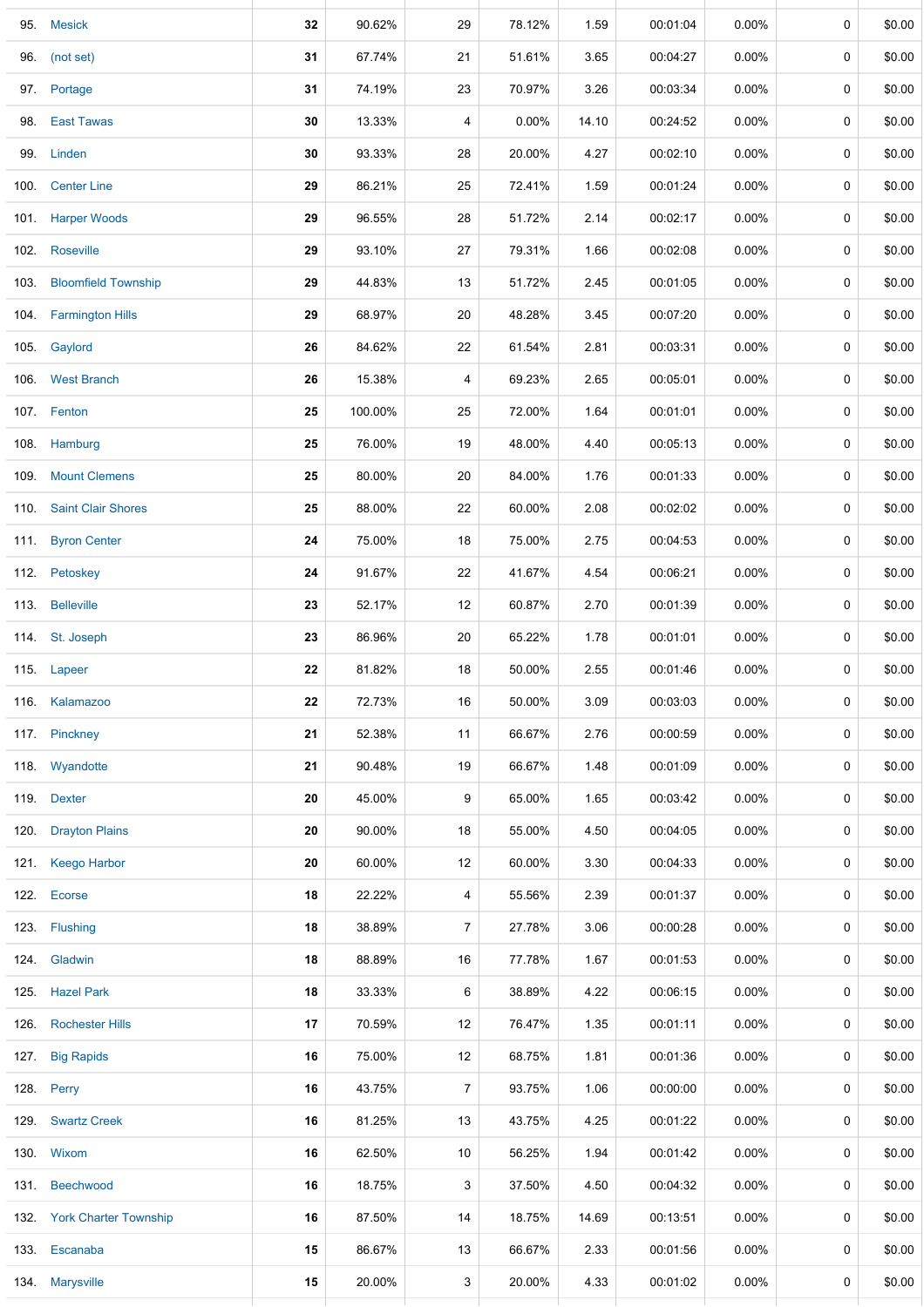| | | | | | | | | | | |
|---|---|---|---|---|---|---|---|---|---|---|
| 95. | Mesick | **32** | 90.62% | 29 | 78.12% | 1.59 | 00:01:04 | 0.00% | 0 | $0.00 |
| 96. | (not set) | **31** | 67.74% | 21 | 51.61% | 3.65 | 00:04:27 | 0.00% | 0 | $0.00 |
| 97. | Portage | **31** | 74.19% | 23 | 70.97% | 3.26 | 00:03:34 | 0.00% | 0 | $0.00 |
| 98. | East Tawas | **30** | 13.33% | 4 | 0.00% | 14.10 | 00:24:52 | 0.00% | 0 | $0.00 |
| 99. | Linden | **30** | 93.33% | 28 | 20.00% | 4.27 | 00:02:10 | 0.00% | 0 | $0.00 |
| 100. | Center Line | **29** | 86.21% | 25 | 72.41% | 1.59 | 00:01:24 | 0.00% | 0 | $0.00 |
| 101. | Harper Woods | **29** | 96.55% | 28 | 51.72% | 2.14 | 00:02:17 | 0.00% | 0 | $0.00 |
| 102. | Roseville | **29** | 93.10% | 27 | 79.31% | 1.66 | 00:02:08 | 0.00% | 0 | $0.00 |
| 103. | Bloomfield Township | **29** | 44.83% | 13 | 51.72% | 2.45 | 00:01:05 | 0.00% | 0 | $0.00 |
| 104. | Farmington Hills | **29** | 68.97% | 20 | 48.28% | 3.45 | 00:07:20 | 0.00% | 0 | $0.00 |
| 105. | Gaylord | **26** | 84.62% | 22 | 61.54% | 2.81 | 00:03:31 | 0.00% | 0 | $0.00 |
| 106. | West Branch | **26** | 15.38% | 4 | 69.23% | 2.65 | 00:05:01 | 0.00% | 0 | $0.00 |
| 107. | Fenton | **25** | 100.00% | 25 | 72.00% | 1.64 | 00:01:01 | 0.00% | 0 | $0.00 |
| 108. | Hamburg | **25** | 76.00% | 19 | 48.00% | 4.40 | 00:05:13 | 0.00% | 0 | $0.00 |
| 109. | Mount Clemens | **25** | 80.00% | 20 | 84.00% | 1.76 | 00:01:33 | 0.00% | 0 | $0.00 |
| 110. | Saint Clair Shores | **25** | 88.00% | 22 | 60.00% | 2.08 | 00:02:02 | 0.00% | 0 | $0.00 |
| 111. | Byron Center | **24** | 75.00% | 18 | 75.00% | 2.75 | 00:04:53 | 0.00% | 0 | $0.00 |
| 112. | Petoskey | **24** | 91.67% | 22 | 41.67% | 4.54 | 00:06:21 | 0.00% | 0 | $0.00 |
| 113. | Belleville | **23** | 52.17% | 12 | 60.87% | 2.70 | 00:01:39 | 0.00% | 0 | $0.00 |
| 114. | St. Joseph | **23** | 86.96% | 20 | 65.22% | 1.78 | 00:01:01 | 0.00% | 0 | $0.00 |
| 115. | Lapeer | **22** | 81.82% | 18 | 50.00% | 2.55 | 00:01:46 | 0.00% | 0 | $0.00 |
| 116. | Kalamazoo | **22** | 72.73% | 16 | 50.00% | 3.09 | 00:03:03 | 0.00% | 0 | $0.00 |
| 117. | Pinckney | **21** | 52.38% | 11 | 66.67% | 2.76 | 00:00:59 | 0.00% | 0 | $0.00 |
| 118. | Wyandotte | **21** | 90.48% | 19 | 66.67% | 1.48 | 00:01:09 | 0.00% | 0 | $0.00 |
| 119. | Dexter | **20** | 45.00% | 9 | 65.00% | 1.65 | 00:03:42 | 0.00% | 0 | $0.00 |
| 120. | Drayton Plains | **20** | 90.00% | 18 | 55.00% | 4.50 | 00:04:05 | 0.00% | 0 | $0.00 |
| 121. | Keego Harbor | **20** | 60.00% | 12 | 60.00% | 3.30 | 00:04:33 | 0.00% | 0 | $0.00 |
| 122. | Ecorse | **18** | 22.22% | 4 | 55.56% | 2.39 | 00:01:37 | 0.00% | 0 | $0.00 |
| 123. | Flushing | **18** | 38.89% | 7 | 27.78% | 3.06 | 00:00:28 | 0.00% | 0 | $0.00 |
| 124. | Gladwin | **18** | 88.89% | 16 | 77.78% | 1.67 | 00:01:53 | 0.00% | 0 | $0.00 |
| 125. | Hazel Park | **18** | 33.33% | 6 | 38.89% | 4.22 | 00:06:15 | 0.00% | 0 | $0.00 |
| 126. | Rochester Hills | **17** | 70.59% | 12 | 76.47% | 1.35 | 00:01:11 | 0.00% | 0 | $0.00 |
| 127. | Big Rapids | **16** | 75.00% | 12 | 68.75% | 1.81 | 00:01:36 | 0.00% | 0 | $0.00 |
| 128. | Perry | **16** | 43.75% | 7 | 93.75% | 1.06 | 00:00:00 | 0.00% | 0 | $0.00 |
| 129. | Swartz Creek | **16** | 81.25% | 13 | 43.75% | 4.25 | 00:01:22 | 0.00% | 0 | $0.00 |
| 130. | Wixom | **16** | 62.50% | 10 | 56.25% | 1.94 | 00:01:42 | 0.00% | 0 | $0.00 |
| 131. | Beechwood | **16** | 18.75% | 3 | 37.50% | 4.50 | 00:04:32 | 0.00% | 0 | $0.00 |
| 132. | York Charter Township | **16** | 87.50% | 14 | 18.75% | 14.69 | 00:13:51 | 0.00% | 0 | $0.00 |
| 133. | Escanaba | **15** | 86.67% | 13 | 66.67% | 2.33 | 00:01:56 | 0.00% | 0 | $0.00 |
| 134. | Marysville | **15** | 20.00% | 3 | 20.00% | 4.33 | 00:01:02 | 0.00% | 0 | $0.00 |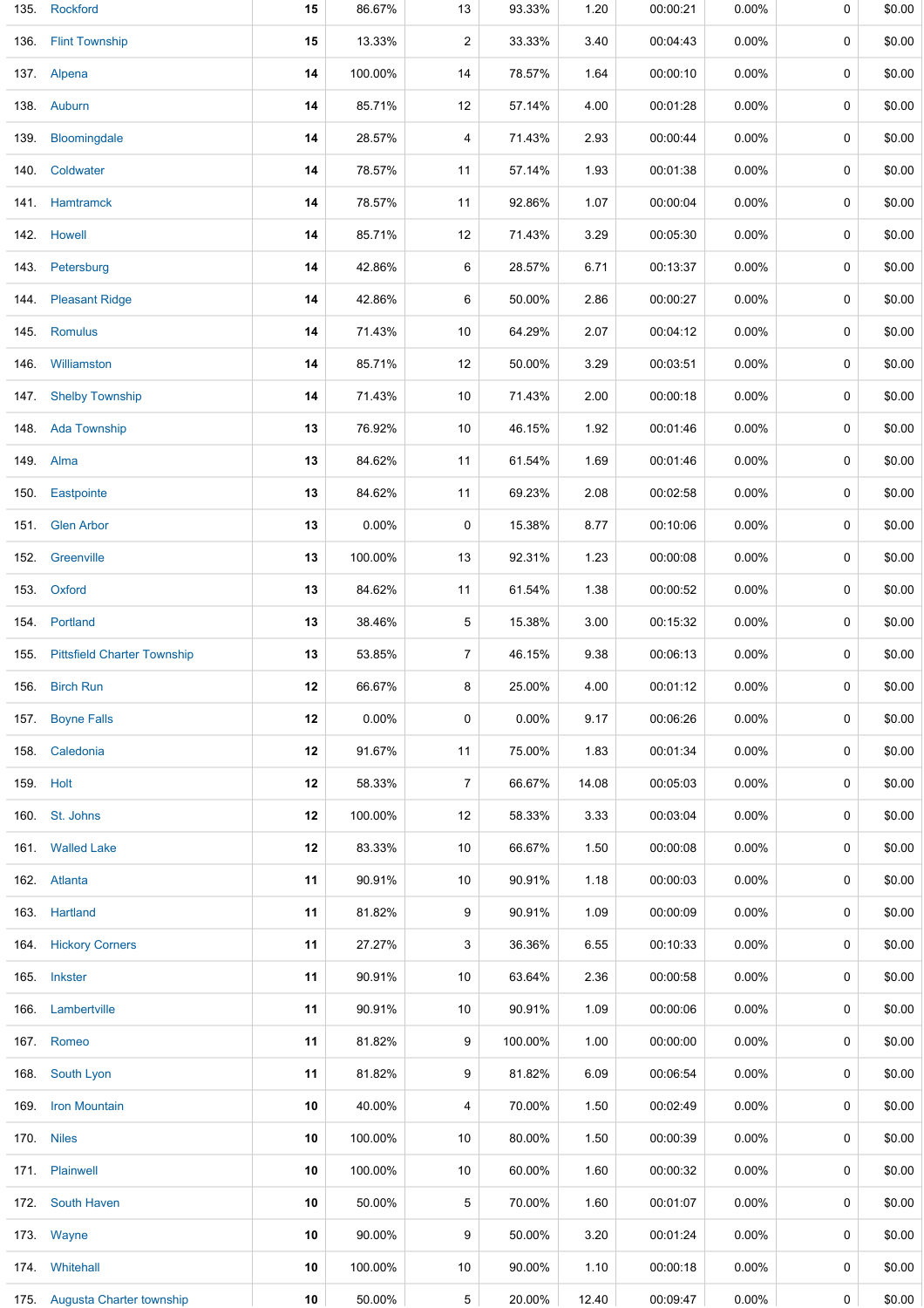| | | | | | | | | | |
|---|---|---|---|---|---|---|---|---|---|
| 135. | Rockford | 15 | 86.67% | 13 | 93.33% | 1.20 | 00:00:21 | 0.00% | 0 | $0.00 |
| 136. | Flint Township | 15 | 13.33% | 2 | 33.33% | 3.40 | 00:04:43 | 0.00% | 0 | $0.00 |
| 137. | Alpena | 14 | 100.00% | 14 | 78.57% | 1.64 | 00:00:10 | 0.00% | 0 | $0.00 |
| 138. | Auburn | 14 | 85.71% | 12 | 57.14% | 4.00 | 00:01:28 | 0.00% | 0 | $0.00 |
| 139. | Bloomingdale | 14 | 28.57% | 4 | 71.43% | 2.93 | 00:00:44 | 0.00% | 0 | $0.00 |
| 140. | Coldwater | 14 | 78.57% | 11 | 57.14% | 1.93 | 00:01:38 | 0.00% | 0 | $0.00 |
| 141. | Hamtramck | 14 | 78.57% | 11 | 92.86% | 1.07 | 00:00:04 | 0.00% | 0 | $0.00 |
| 142. | Howell | 14 | 85.71% | 12 | 71.43% | 3.29 | 00:05:30 | 0.00% | 0 | $0.00 |
| 143. | Petersburg | 14 | 42.86% | 6 | 28.57% | 6.71 | 00:13:37 | 0.00% | 0 | $0.00 |
| 144. | Pleasant Ridge | 14 | 42.86% | 6 | 50.00% | 2.86 | 00:00:27 | 0.00% | 0 | $0.00 |
| 145. | Romulus | 14 | 71.43% | 10 | 64.29% | 2.07 | 00:04:12 | 0.00% | 0 | $0.00 |
| 146. | Williamston | 14 | 85.71% | 12 | 50.00% | 3.29 | 00:03:51 | 0.00% | 0 | $0.00 |
| 147. | Shelby Township | 14 | 71.43% | 10 | 71.43% | 2.00 | 00:00:18 | 0.00% | 0 | $0.00 |
| 148. | Ada Township | 13 | 76.92% | 10 | 46.15% | 1.92 | 00:01:46 | 0.00% | 0 | $0.00 |
| 149. | Alma | 13 | 84.62% | 11 | 61.54% | 1.69 | 00:01:46 | 0.00% | 0 | $0.00 |
| 150. | Eastpointe | 13 | 84.62% | 11 | 69.23% | 2.08 | 00:02:58 | 0.00% | 0 | $0.00 |
| 151. | Glen Arbor | 13 | 0.00% | 0 | 15.38% | 8.77 | 00:10:06 | 0.00% | 0 | $0.00 |
| 152. | Greenville | 13 | 100.00% | 13 | 92.31% | 1.23 | 00:00:08 | 0.00% | 0 | $0.00 |
| 153. | Oxford | 13 | 84.62% | 11 | 61.54% | 1.38 | 00:00:52 | 0.00% | 0 | $0.00 |
| 154. | Portland | 13 | 38.46% | 5 | 15.38% | 3.00 | 00:15:32 | 0.00% | 0 | $0.00 |
| 155. | Pittsfield Charter Township | 13 | 53.85% | 7 | 46.15% | 9.38 | 00:06:13 | 0.00% | 0 | $0.00 |
| 156. | Birch Run | 12 | 66.67% | 8 | 25.00% | 4.00 | 00:01:12 | 0.00% | 0 | $0.00 |
| 157. | Boyne Falls | 12 | 0.00% | 0 | 0.00% | 9.17 | 00:06:26 | 0.00% | 0 | $0.00 |
| 158. | Caledonia | 12 | 91.67% | 11 | 75.00% | 1.83 | 00:01:34 | 0.00% | 0 | $0.00 |
| 159. | Holt | 12 | 58.33% | 7 | 66.67% | 14.08 | 00:05:03 | 0.00% | 0 | $0.00 |
| 160. | St. Johns | 12 | 100.00% | 12 | 58.33% | 3.33 | 00:03:04 | 0.00% | 0 | $0.00 |
| 161. | Walled Lake | 12 | 83.33% | 10 | 66.67% | 1.50 | 00:00:08 | 0.00% | 0 | $0.00 |
| 162. | Atlanta | 11 | 90.91% | 10 | 90.91% | 1.18 | 00:00:03 | 0.00% | 0 | $0.00 |
| 163. | Hartland | 11 | 81.82% | 9 | 90.91% | 1.09 | 00:00:09 | 0.00% | 0 | $0.00 |
| 164. | Hickory Corners | 11 | 27.27% | 3 | 36.36% | 6.55 | 00:10:33 | 0.00% | 0 | $0.00 |
| 165. | Inkster | 11 | 90.91% | 10 | 63.64% | 2.36 | 00:00:58 | 0.00% | 0 | $0.00 |
| 166. | Lambertville | 11 | 90.91% | 10 | 90.91% | 1.09 | 00:00:06 | 0.00% | 0 | $0.00 |
| 167. | Romeo | 11 | 81.82% | 9 | 100.00% | 1.00 | 00:00:00 | 0.00% | 0 | $0.00 |
| 168. | South Lyon | 11 | 81.82% | 9 | 81.82% | 6.09 | 00:06:54 | 0.00% | 0 | $0.00 |
| 169. | Iron Mountain | 10 | 40.00% | 4 | 70.00% | 1.50 | 00:02:49 | 0.00% | 0 | $0.00 |
| 170. | Niles | 10 | 100.00% | 10 | 80.00% | 1.50 | 00:00:39 | 0.00% | 0 | $0.00 |
| 171. | Plainwell | 10 | 100.00% | 10 | 60.00% | 1.60 | 00:00:32 | 0.00% | 0 | $0.00 |
| 172. | South Haven | 10 | 50.00% | 5 | 70.00% | 1.60 | 00:01:07 | 0.00% | 0 | $0.00 |
| 173. | Wayne | 10 | 90.00% | 9 | 50.00% | 3.20 | 00:01:24 | 0.00% | 0 | $0.00 |
| 174. | Whitehall | 10 | 100.00% | 10 | 90.00% | 1.10 | 00:00:18 | 0.00% | 0 | $0.00 |
| 175. | Augusta Charter township | 10 | 50.00% | 5 | 20.00% | 12.40 | 00:09:47 | 0.00% | 0 | $0.00 |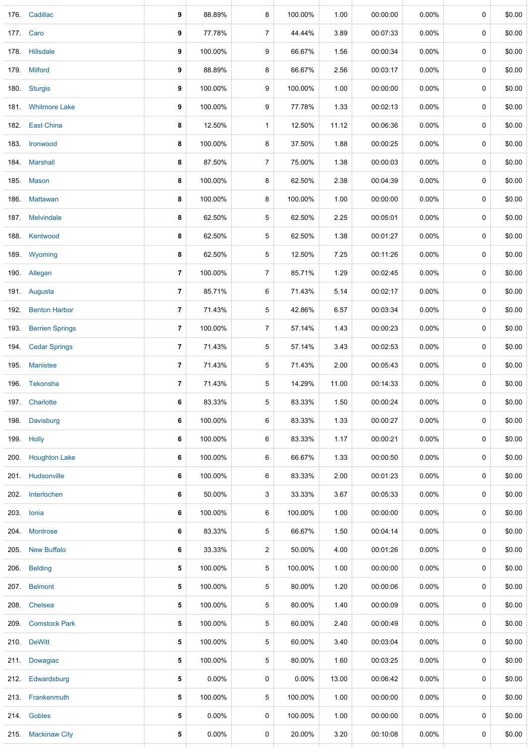| | | | | | | | | | | |
|---|---|---|---|---|---|---|---|---|---|---|
| 176. | Cadillac | 9 | 88.89% | 8 | 100.00% | 1.00 | 00:00:00 | 0.00% | 0 | $0.00 |
| 177. | Caro | 9 | 77.78% | 7 | 44.44% | 3.89 | 00:07:33 | 0.00% | 0 | $0.00 |
| 178. | Hillsdale | 9 | 100.00% | 9 | 66.67% | 1.56 | 00:00:34 | 0.00% | 0 | $0.00 |
| 179. | Milford | 9 | 88.89% | 8 | 66.67% | 2.56 | 00:03:17 | 0.00% | 0 | $0.00 |
| 180. | Sturgis | 9 | 100.00% | 9 | 100.00% | 1.00 | 00:00:00 | 0.00% | 0 | $0.00 |
| 181. | Whitmore Lake | 9 | 100.00% | 9 | 77.78% | 1.33 | 00:02:13 | 0.00% | 0 | $0.00 |
| 182. | East China | 8 | 12.50% | 1 | 12.50% | 11.12 | 00:06:36 | 0.00% | 0 | $0.00 |
| 183. | Ironwood | 8 | 100.00% | 8 | 37.50% | 1.88 | 00:00:25 | 0.00% | 0 | $0.00 |
| 184. | Marshall | 8 | 87.50% | 7 | 75.00% | 1.38 | 00:00:03 | 0.00% | 0 | $0.00 |
| 185. | Mason | 8 | 100.00% | 8 | 62.50% | 2.38 | 00:04:39 | 0.00% | 0 | $0.00 |
| 186. | Mattawan | 8 | 100.00% | 8 | 100.00% | 1.00 | 00:00:00 | 0.00% | 0 | $0.00 |
| 187. | Melvindale | 8 | 62.50% | 5 | 62.50% | 2.25 | 00:05:01 | 0.00% | 0 | $0.00 |
| 188. | Kentwood | 8 | 62.50% | 5 | 62.50% | 1.38 | 00:01:27 | 0.00% | 0 | $0.00 |
| 189. | Wyoming | 8 | 62.50% | 5 | 12.50% | 7.25 | 00:11:26 | 0.00% | 0 | $0.00 |
| 190. | Allegan | 7 | 100.00% | 7 | 85.71% | 1.29 | 00:02:45 | 0.00% | 0 | $0.00 |
| 191. | Augusta | 7 | 85.71% | 6 | 71.43% | 5.14 | 00:02:17 | 0.00% | 0 | $0.00 |
| 192. | Benton Harbor | 7 | 71.43% | 5 | 42.86% | 6.57 | 00:03:34 | 0.00% | 0 | $0.00 |
| 193. | Berrien Springs | 7 | 100.00% | 7 | 57.14% | 1.43 | 00:00:23 | 0.00% | 0 | $0.00 |
| 194. | Cedar Springs | 7 | 71.43% | 5 | 57.14% | 3.43 | 00:02:53 | 0.00% | 0 | $0.00 |
| 195. | Manistee | 7 | 71.43% | 5 | 71.43% | 2.00 | 00:05:43 | 0.00% | 0 | $0.00 |
| 196. | Tekonsha | 7 | 71.43% | 5 | 14.29% | 11.00 | 00:14:33 | 0.00% | 0 | $0.00 |
| 197. | Charlotte | 6 | 83.33% | 5 | 83.33% | 1.50 | 00:00:24 | 0.00% | 0 | $0.00 |
| 198. | Davisburg | 6 | 100.00% | 6 | 83.33% | 1.33 | 00:00:27 | 0.00% | 0 | $0.00 |
| 199. | Holly | 6 | 100.00% | 6 | 83.33% | 1.17 | 00:00:21 | 0.00% | 0 | $0.00 |
| 200. | Houghton Lake | 6 | 100.00% | 6 | 66.67% | 1.33 | 00:00:50 | 0.00% | 0 | $0.00 |
| 201. | Hudsonville | 6 | 100.00% | 6 | 83.33% | 2.00 | 00:01:23 | 0.00% | 0 | $0.00 |
| 202. | Interlochen | 6 | 50.00% | 3 | 33.33% | 3.67 | 00:05:33 | 0.00% | 0 | $0.00 |
| 203. | Ionia | 6 | 100.00% | 6 | 100.00% | 1.00 | 00:00:00 | 0.00% | 0 | $0.00 |
| 204. | Montrose | 6 | 83.33% | 5 | 66.67% | 1.50 | 00:04:14 | 0.00% | 0 | $0.00 |
| 205. | New Buffalo | 6 | 33.33% | 2 | 50.00% | 4.00 | 00:01:26 | 0.00% | 0 | $0.00 |
| 206. | Belding | 5 | 100.00% | 5 | 100.00% | 1.00 | 00:00:00 | 0.00% | 0 | $0.00 |
| 207. | Belmont | 5 | 100.00% | 5 | 80.00% | 1.20 | 00:00:06 | 0.00% | 0 | $0.00 |
| 208. | Chelsea | 5 | 100.00% | 5 | 80.00% | 1.40 | 00:00:09 | 0.00% | 0 | $0.00 |
| 209. | Comstock Park | 5 | 100.00% | 5 | 60.00% | 2.40 | 00:00:49 | 0.00% | 0 | $0.00 |
| 210. | DeWitt | 5 | 100.00% | 5 | 60.00% | 3.40 | 00:03:04 | 0.00% | 0 | $0.00 |
| 211. | Dowagiac | 5 | 100.00% | 5 | 80.00% | 1.60 | 00:03:25 | 0.00% | 0 | $0.00 |
| 212. | Edwardsburg | 5 | 0.00% | 0 | 0.00% | 13.00 | 00:06:42 | 0.00% | 0 | $0.00 |
| 213. | Frankenmuth | 5 | 100.00% | 5 | 100.00% | 1.00 | 00:00:00 | 0.00% | 0 | $0.00 |
| 214. | Gobles | 5 | 0.00% | 0 | 100.00% | 1.00 | 00:00:00 | 0.00% | 0 | $0.00 |
| 215. | Mackinaw City | 5 | 0.00% | 0 | 20.00% | 3.20 | 00:10:08 | 0.00% | 0 | $0.00 |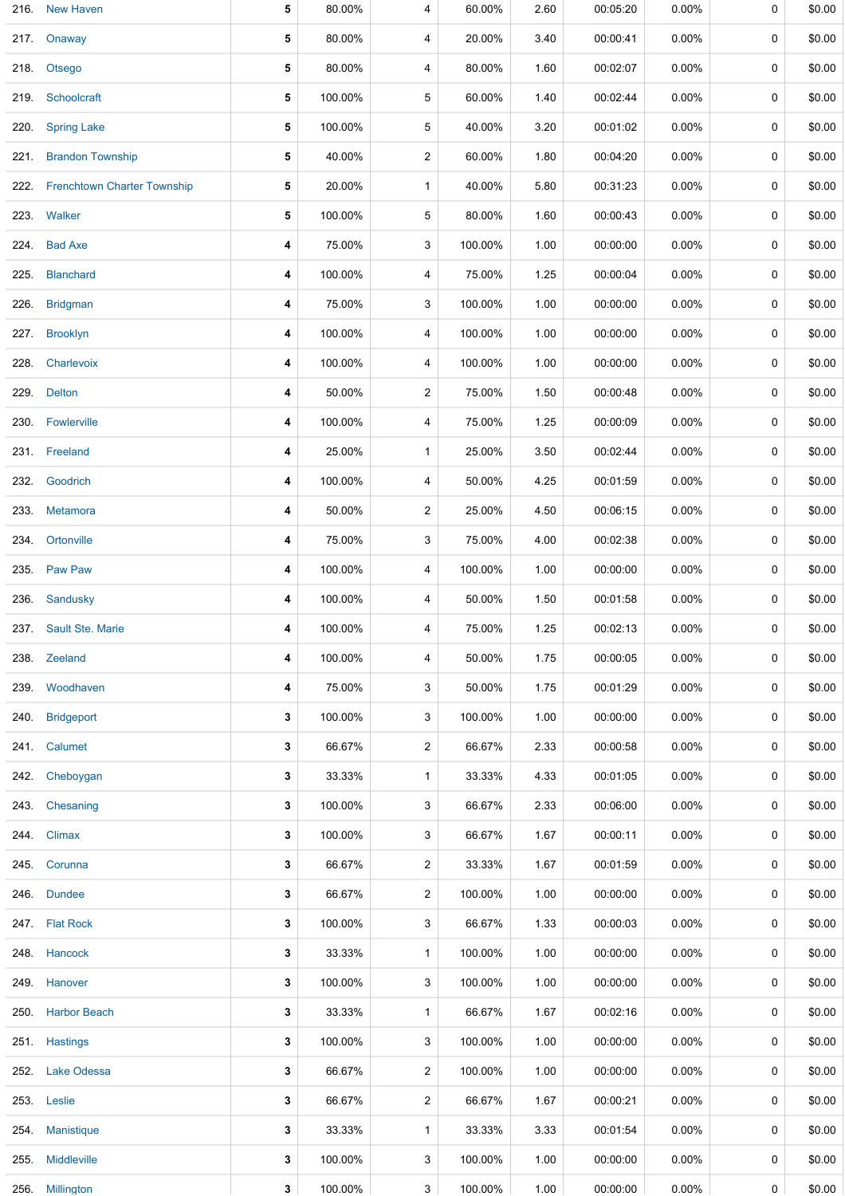| | | | | | | | | | | |
|---|---|---|---|---|---|---|---|---|---|---|
| 216. | New Haven | 5 | 80.00% | 4 | 60.00% | 2.60 | 00:05:20 | 0.00% | 0 | $0.00 |
| 217. | Onaway | 5 | 80.00% | 4 | 20.00% | 3.40 | 00:00:41 | 0.00% | 0 | $0.00 |
| 218. | Otsego | 5 | 80.00% | 4 | 80.00% | 1.60 | 00:02:07 | 0.00% | 0 | $0.00 |
| 219. | Schoolcraft | 5 | 100.00% | 5 | 60.00% | 1.40 | 00:02:44 | 0.00% | 0 | $0.00 |
| 220. | Spring Lake | 5 | 100.00% | 5 | 40.00% | 3.20 | 00:01:02 | 0.00% | 0 | $0.00 |
| 221. | Brandon Township | 5 | 40.00% | 2 | 60.00% | 1.80 | 00:04:20 | 0.00% | 0 | $0.00 |
| 222. | Frenchtown Charter Township | 5 | 20.00% | 1 | 40.00% | 5.80 | 00:31:23 | 0.00% | 0 | $0.00 |
| 223. | Walker | 5 | 100.00% | 5 | 80.00% | 1.60 | 00:00:43 | 0.00% | 0 | $0.00 |
| 224. | Bad Axe | 4 | 75.00% | 3 | 100.00% | 1.00 | 00:00:00 | 0.00% | 0 | $0.00 |
| 225. | Blanchard | 4 | 100.00% | 4 | 75.00% | 1.25 | 00:00:04 | 0.00% | 0 | $0.00 |
| 226. | Bridgman | 4 | 75.00% | 3 | 100.00% | 1.00 | 00:00:00 | 0.00% | 0 | $0.00 |
| 227. | Brooklyn | 4 | 100.00% | 4 | 100.00% | 1.00 | 00:00:00 | 0.00% | 0 | $0.00 |
| 228. | Charlevoix | 4 | 100.00% | 4 | 100.00% | 1.00 | 00:00:00 | 0.00% | 0 | $0.00 |
| 229. | Delton | 4 | 50.00% | 2 | 75.00% | 1.50 | 00:00:48 | 0.00% | 0 | $0.00 |
| 230. | Fowlerville | 4 | 100.00% | 4 | 75.00% | 1.25 | 00:00:09 | 0.00% | 0 | $0.00 |
| 231. | Freeland | 4 | 25.00% | 1 | 25.00% | 3.50 | 00:02:44 | 0.00% | 0 | $0.00 |
| 232. | Goodrich | 4 | 100.00% | 4 | 50.00% | 4.25 | 00:01:59 | 0.00% | 0 | $0.00 |
| 233. | Metamora | 4 | 50.00% | 2 | 25.00% | 4.50 | 00:06:15 | 0.00% | 0 | $0.00 |
| 234. | Ortonville | 4 | 75.00% | 3 | 75.00% | 4.00 | 00:02:38 | 0.00% | 0 | $0.00 |
| 235. | Paw Paw | 4 | 100.00% | 4 | 100.00% | 1.00 | 00:00:00 | 0.00% | 0 | $0.00 |
| 236. | Sandusky | 4 | 100.00% | 4 | 50.00% | 1.50 | 00:01:58 | 0.00% | 0 | $0.00 |
| 237. | Sault Ste. Marie | 4 | 100.00% | 4 | 75.00% | 1.25 | 00:02:13 | 0.00% | 0 | $0.00 |
| 238. | Zeeland | 4 | 100.00% | 4 | 50.00% | 1.75 | 00:00:05 | 0.00% | 0 | $0.00 |
| 239. | Woodhaven | 4 | 75.00% | 3 | 50.00% | 1.75 | 00:01:29 | 0.00% | 0 | $0.00 |
| 240. | Bridgeport | 3 | 100.00% | 3 | 100.00% | 1.00 | 00:00:00 | 0.00% | 0 | $0.00 |
| 241. | Calumet | 3 | 66.67% | 2 | 66.67% | 2.33 | 00:00:58 | 0.00% | 0 | $0.00 |
| 242. | Cheboygan | 3 | 33.33% | 1 | 33.33% | 4.33 | 00:01:05 | 0.00% | 0 | $0.00 |
| 243. | Chesaning | 3 | 100.00% | 3 | 66.67% | 2.33 | 00:06:00 | 0.00% | 0 | $0.00 |
| 244. | Climax | 3 | 100.00% | 3 | 66.67% | 1.67 | 00:00:11 | 0.00% | 0 | $0.00 |
| 245. | Corunna | 3 | 66.67% | 2 | 33.33% | 1.67 | 00:01:59 | 0.00% | 0 | $0.00 |
| 246. | Dundee | 3 | 66.67% | 2 | 100.00% | 1.00 | 00:00:00 | 0.00% | 0 | $0.00 |
| 247. | Flat Rock | 3 | 100.00% | 3 | 66.67% | 1.33 | 00:00:03 | 0.00% | 0 | $0.00 |
| 248. | Hancock | 3 | 33.33% | 1 | 100.00% | 1.00 | 00:00:00 | 0.00% | 0 | $0.00 |
| 249. | Hanover | 3 | 100.00% | 3 | 100.00% | 1.00 | 00:00:00 | 0.00% | 0 | $0.00 |
| 250. | Harbor Beach | 3 | 33.33% | 1 | 66.67% | 1.67 | 00:02:16 | 0.00% | 0 | $0.00 |
| 251. | Hastings | 3 | 100.00% | 3 | 100.00% | 1.00 | 00:00:00 | 0.00% | 0 | $0.00 |
| 252. | Lake Odessa | 3 | 66.67% | 2 | 100.00% | 1.00 | 00:00:00 | 0.00% | 0 | $0.00 |
| 253. | Leslie | 3 | 66.67% | 2 | 66.67% | 1.67 | 00:00:21 | 0.00% | 0 | $0.00 |
| 254. | Manistique | 3 | 33.33% | 1 | 33.33% | 3.33 | 00:01:54 | 0.00% | 0 | $0.00 |
| 255. | Middleville | 3 | 100.00% | 3 | 100.00% | 1.00 | 00:00:00 | 0.00% | 0 | $0.00 |
| 256. | Millington | 3 | 100.00% | 3 | 100.00% | 1.00 | 00:00:00 | 0.00% | 0 | $0.00 |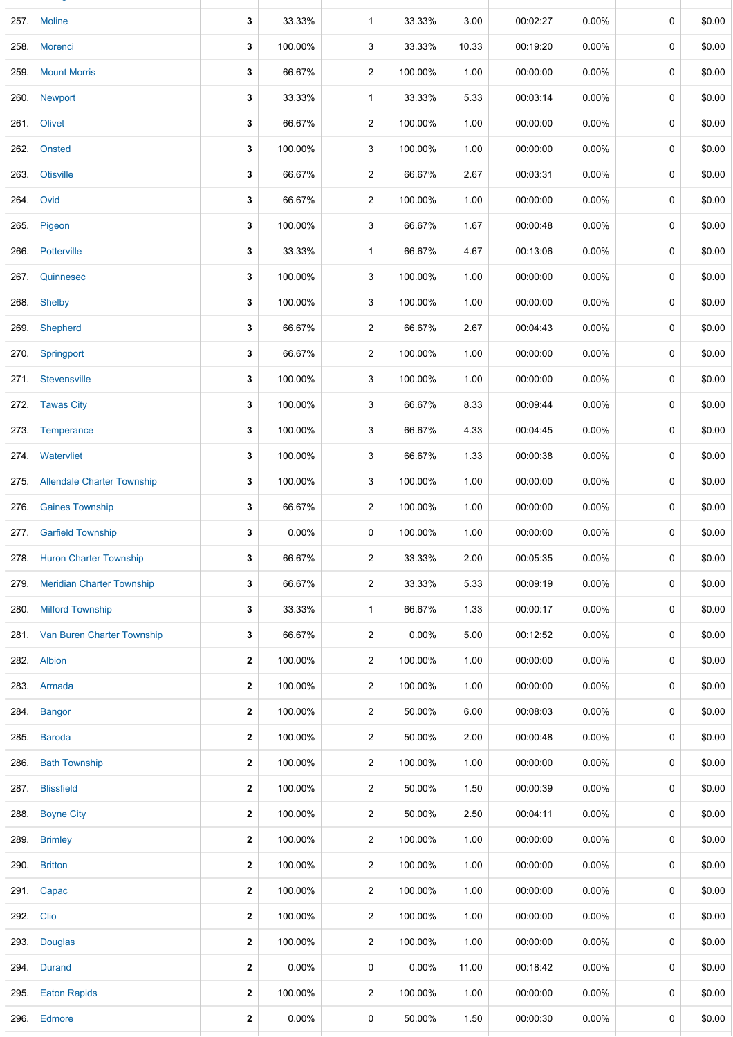| | | | | | | | | | | |
|---|---|---|---|---|---|---|---|---|---|---|
| 257. | Moline | 3 | 33.33% | 1 | 33.33% | 3.00 | 00:02:27 | 0.00% | 0 | $0.00 |
| 258. | Morenci | 3 | 100.00% | 3 | 33.33% | 10.33 | 00:19:20 | 0.00% | 0 | $0.00 |
| 259. | Mount Morris | 3 | 66.67% | 2 | 100.00% | 1.00 | 00:00:00 | 0.00% | 0 | $0.00 |
| 260. | Newport | 3 | 33.33% | 1 | 33.33% | 5.33 | 00:03:14 | 0.00% | 0 | $0.00 |
| 261. | Olivet | 3 | 66.67% | 2 | 100.00% | 1.00 | 00:00:00 | 0.00% | 0 | $0.00 |
| 262. | Onsted | 3 | 100.00% | 3 | 100.00% | 1.00 | 00:00:00 | 0.00% | 0 | $0.00 |
| 263. | Otisville | 3 | 66.67% | 2 | 66.67% | 2.67 | 00:03:31 | 0.00% | 0 | $0.00 |
| 264. | Ovid | 3 | 66.67% | 2 | 100.00% | 1.00 | 00:00:00 | 0.00% | 0 | $0.00 |
| 265. | Pigeon | 3 | 100.00% | 3 | 66.67% | 1.67 | 00:00:48 | 0.00% | 0 | $0.00 |
| 266. | Potterville | 3 | 33.33% | 1 | 66.67% | 4.67 | 00:13:06 | 0.00% | 0 | $0.00 |
| 267. | Quinnesec | 3 | 100.00% | 3 | 100.00% | 1.00 | 00:00:00 | 0.00% | 0 | $0.00 |
| 268. | Shelby | 3 | 100.00% | 3 | 100.00% | 1.00 | 00:00:00 | 0.00% | 0 | $0.00 |
| 269. | Shepherd | 3 | 66.67% | 2 | 66.67% | 2.67 | 00:04:43 | 0.00% | 0 | $0.00 |
| 270. | Springport | 3 | 66.67% | 2 | 100.00% | 1.00 | 00:00:00 | 0.00% | 0 | $0.00 |
| 271. | Stevensville | 3 | 100.00% | 3 | 100.00% | 1.00 | 00:00:00 | 0.00% | 0 | $0.00 |
| 272. | Tawas City | 3 | 100.00% | 3 | 66.67% | 8.33 | 00:09:44 | 0.00% | 0 | $0.00 |
| 273. | Temperance | 3 | 100.00% | 3 | 66.67% | 4.33 | 00:04:45 | 0.00% | 0 | $0.00 |
| 274. | Watervliet | 3 | 100.00% | 3 | 66.67% | 1.33 | 00:00:38 | 0.00% | 0 | $0.00 |
| 275. | Allendale Charter Township | 3 | 100.00% | 3 | 100.00% | 1.00 | 00:00:00 | 0.00% | 0 | $0.00 |
| 276. | Gaines Township | 3 | 66.67% | 2 | 100.00% | 1.00 | 00:00:00 | 0.00% | 0 | $0.00 |
| 277. | Garfield Township | 3 | 0.00% | 0 | 100.00% | 1.00 | 00:00:00 | 0.00% | 0 | $0.00 |
| 278. | Huron Charter Township | 3 | 66.67% | 2 | 33.33% | 2.00 | 00:05:35 | 0.00% | 0 | $0.00 |
| 279. | Meridian Charter Township | 3 | 66.67% | 2 | 33.33% | 5.33 | 00:09:19 | 0.00% | 0 | $0.00 |
| 280. | Milford Township | 3 | 33.33% | 1 | 66.67% | 1.33 | 00:00:17 | 0.00% | 0 | $0.00 |
| 281. | Van Buren Charter Township | 3 | 66.67% | 2 | 0.00% | 5.00 | 00:12:52 | 0.00% | 0 | $0.00 |
| 282. | Albion | 2 | 100.00% | 2 | 100.00% | 1.00 | 00:00:00 | 0.00% | 0 | $0.00 |
| 283. | Armada | 2 | 100.00% | 2 | 100.00% | 1.00 | 00:00:00 | 0.00% | 0 | $0.00 |
| 284. | Bangor | 2 | 100.00% | 2 | 50.00% | 6.00 | 00:08:03 | 0.00% | 0 | $0.00 |
| 285. | Baroda | 2 | 100.00% | 2 | 50.00% | 2.00 | 00:00:48 | 0.00% | 0 | $0.00 |
| 286. | Bath Township | 2 | 100.00% | 2 | 100.00% | 1.00 | 00:00:00 | 0.00% | 0 | $0.00 |
| 287. | Blissfield | 2 | 100.00% | 2 | 50.00% | 1.50 | 00:00:39 | 0.00% | 0 | $0.00 |
| 288. | Boyne City | 2 | 100.00% | 2 | 50.00% | 2.50 | 00:04:11 | 0.00% | 0 | $0.00 |
| 289. | Brimley | 2 | 100.00% | 2 | 100.00% | 1.00 | 00:00:00 | 0.00% | 0 | $0.00 |
| 290. | Britton | 2 | 100.00% | 2 | 100.00% | 1.00 | 00:00:00 | 0.00% | 0 | $0.00 |
| 291. | Capac | 2 | 100.00% | 2 | 100.00% | 1.00 | 00:00:00 | 0.00% | 0 | $0.00 |
| 292. | Clio | 2 | 100.00% | 2 | 100.00% | 1.00 | 00:00:00 | 0.00% | 0 | $0.00 |
| 293. | Douglas | 2 | 100.00% | 2 | 100.00% | 1.00 | 00:00:00 | 0.00% | 0 | $0.00 |
| 294. | Durand | 2 | 0.00% | 0 | 0.00% | 11.00 | 00:18:42 | 0.00% | 0 | $0.00 |
| 295. | Eaton Rapids | 2 | 100.00% | 2 | 100.00% | 1.00 | 00:00:00 | 0.00% | 0 | $0.00 |
| 296. | Edmore | 2 | 0.00% | 0 | 50.00% | 1.50 | 00:00:30 | 0.00% | 0 | $0.00 |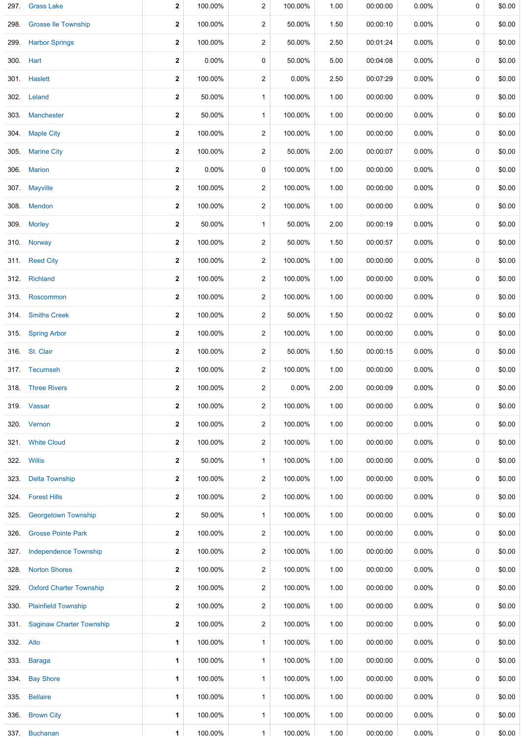| | | | | | | | | | | |
|---|---|---|---|---|---|---|---|---|---|---|
| 297. | Grass Lake | 2 | 100.00% | 2 | 100.00% | 1.00 | 00:00:00 | 0.00% | 0 | $0.00 |
| 298. | Grosse Ile Township | 2 | 100.00% | 2 | 50.00% | 1.50 | 00:00:10 | 0.00% | 0 | $0.00 |
| 299. | Harbor Springs | 2 | 100.00% | 2 | 50.00% | 2.50 | 00:01:24 | 0.00% | 0 | $0.00 |
| 300. | Hart | 2 | 0.00% | 0 | 50.00% | 5.00 | 00:04:08 | 0.00% | 0 | $0.00 |
| 301. | Haslett | 2 | 100.00% | 2 | 0.00% | 2.50 | 00:07:29 | 0.00% | 0 | $0.00 |
| 302. | Leland | 2 | 50.00% | 1 | 100.00% | 1.00 | 00:00:00 | 0.00% | 0 | $0.00 |
| 303. | Manchester | 2 | 50.00% | 1 | 100.00% | 1.00 | 00:00:00 | 0.00% | 0 | $0.00 |
| 304. | Maple City | 2 | 100.00% | 2 | 100.00% | 1.00 | 00:00:00 | 0.00% | 0 | $0.00 |
| 305. | Marine City | 2 | 100.00% | 2 | 50.00% | 2.00 | 00:00:07 | 0.00% | 0 | $0.00 |
| 306. | Marion | 2 | 0.00% | 0 | 100.00% | 1.00 | 00:00:00 | 0.00% | 0 | $0.00 |
| 307. | Mayville | 2 | 100.00% | 2 | 100.00% | 1.00 | 00:00:00 | 0.00% | 0 | $0.00 |
| 308. | Mendon | 2 | 100.00% | 2 | 100.00% | 1.00 | 00:00:00 | 0.00% | 0 | $0.00 |
| 309. | Morley | 2 | 50.00% | 1 | 50.00% | 2.00 | 00:00:19 | 0.00% | 0 | $0.00 |
| 310. | Norway | 2 | 100.00% | 2 | 50.00% | 1.50 | 00:00:57 | 0.00% | 0 | $0.00 |
| 311. | Reed City | 2 | 100.00% | 2 | 100.00% | 1.00 | 00:00:00 | 0.00% | 0 | $0.00 |
| 312. | Richland | 2 | 100.00% | 2 | 100.00% | 1.00 | 00:00:00 | 0.00% | 0 | $0.00 |
| 313. | Roscommon | 2 | 100.00% | 2 | 100.00% | 1.00 | 00:00:00 | 0.00% | 0 | $0.00 |
| 314. | Smiths Creek | 2 | 100.00% | 2 | 50.00% | 1.50 | 00:00:02 | 0.00% | 0 | $0.00 |
| 315. | Spring Arbor | 2 | 100.00% | 2 | 100.00% | 1.00 | 00:00:00 | 0.00% | 0 | $0.00 |
| 316. | St. Clair | 2 | 100.00% | 2 | 50.00% | 1.50 | 00:00:15 | 0.00% | 0 | $0.00 |
| 317. | Tecumseh | 2 | 100.00% | 2 | 100.00% | 1.00 | 00:00:00 | 0.00% | 0 | $0.00 |
| 318. | Three Rivers | 2 | 100.00% | 2 | 0.00% | 2.00 | 00:00:09 | 0.00% | 0 | $0.00 |
| 319. | Vassar | 2 | 100.00% | 2 | 100.00% | 1.00 | 00:00:00 | 0.00% | 0 | $0.00 |
| 320. | Vernon | 2 | 100.00% | 2 | 100.00% | 1.00 | 00:00:00 | 0.00% | 0 | $0.00 |
| 321. | White Cloud | 2 | 100.00% | 2 | 100.00% | 1.00 | 00:00:00 | 0.00% | 0 | $0.00 |
| 322. | Willis | 2 | 50.00% | 1 | 100.00% | 1.00 | 00:00:00 | 0.00% | 0 | $0.00 |
| 323. | Delta Township | 2 | 100.00% | 2 | 100.00% | 1.00 | 00:00:00 | 0.00% | 0 | $0.00 |
| 324. | Forest Hills | 2 | 100.00% | 2 | 100.00% | 1.00 | 00:00:00 | 0.00% | 0 | $0.00 |
| 325. | Georgetown Township | 2 | 50.00% | 1 | 100.00% | 1.00 | 00:00:00 | 0.00% | 0 | $0.00 |
| 326. | Grosse Pointe Park | 2 | 100.00% | 2 | 100.00% | 1.00 | 00:00:00 | 0.00% | 0 | $0.00 |
| 327. | Independence Township | 2 | 100.00% | 2 | 100.00% | 1.00 | 00:00:00 | 0.00% | 0 | $0.00 |
| 328. | Norton Shores | 2 | 100.00% | 2 | 100.00% | 1.00 | 00:00:00 | 0.00% | 0 | $0.00 |
| 329. | Oxford Charter Township | 2 | 100.00% | 2 | 100.00% | 1.00 | 00:00:00 | 0.00% | 0 | $0.00 |
| 330. | Plainfield Township | 2 | 100.00% | 2 | 100.00% | 1.00 | 00:00:00 | 0.00% | 0 | $0.00 |
| 331. | Saginaw Charter Township | 2 | 100.00% | 2 | 100.00% | 1.00 | 00:00:00 | 0.00% | 0 | $0.00 |
| 332. | Alto | 1 | 100.00% | 1 | 100.00% | 1.00 | 00:00:00 | 0.00% | 0 | $0.00 |
| 333. | Baraga | 1 | 100.00% | 1 | 100.00% | 1.00 | 00:00:00 | 0.00% | 0 | $0.00 |
| 334. | Bay Shore | 1 | 100.00% | 1 | 100.00% | 1.00 | 00:00:00 | 0.00% | 0 | $0.00 |
| 335. | Bellaire | 1 | 100.00% | 1 | 100.00% | 1.00 | 00:00:00 | 0.00% | 0 | $0.00 |
| 336. | Brown City | 1 | 100.00% | 1 | 100.00% | 1.00 | 00:00:00 | 0.00% | 0 | $0.00 |
| 337. | Buchanan | 1 | 100.00% | 1 | 100.00% | 1.00 | 00:00:00 | 0.00% | 0 | $0.00 |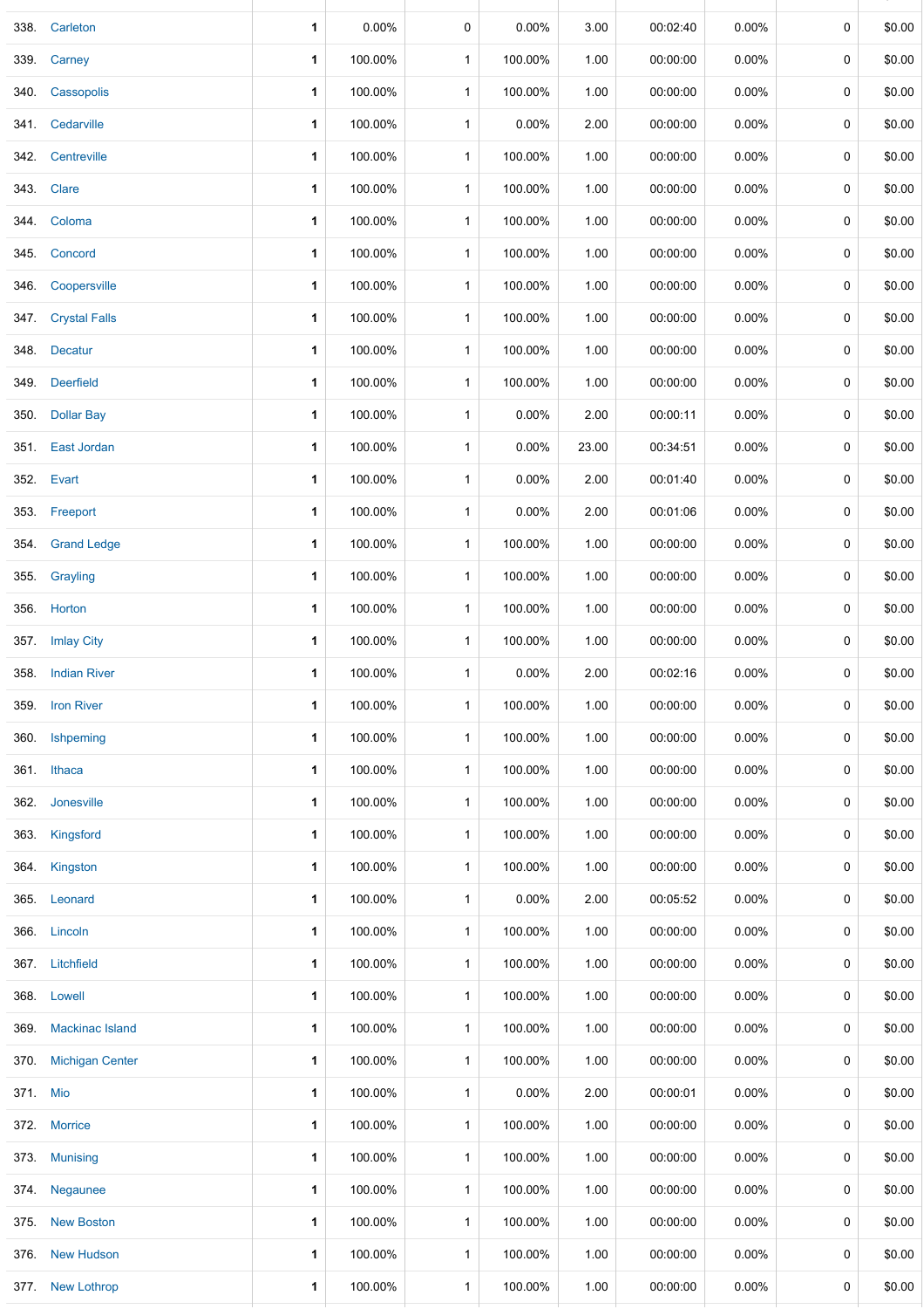| | | | | | | | | | |
|---|---|---|---|---|---|---|---|---|---|
| 338. | Carleton | **1** | 0.00% | 0 | 0.00% | 3.00 | 00:02:40 | 0.00% | 0 | $0.00 |
| 339. | Carney | **1** | 100.00% | 1 | 100.00% | 1.00 | 00:00:00 | 0.00% | 0 | $0.00 |
| 340. | Cassopolis | **1** | 100.00% | 1 | 100.00% | 1.00 | 00:00:00 | 0.00% | 0 | $0.00 |
| 341. | Cedarville | **1** | 100.00% | 1 | 0.00% | 2.00 | 00:00:00 | 0.00% | 0 | $0.00 |
| 342. | Centreville | **1** | 100.00% | 1 | 100.00% | 1.00 | 00:00:00 | 0.00% | 0 | $0.00 |
| 343. | Clare | **1** | 100.00% | 1 | 100.00% | 1.00 | 00:00:00 | 0.00% | 0 | $0.00 |
| 344. | Coloma | **1** | 100.00% | 1 | 100.00% | 1.00 | 00:00:00 | 0.00% | 0 | $0.00 |
| 345. | Concord | **1** | 100.00% | 1 | 100.00% | 1.00 | 00:00:00 | 0.00% | 0 | $0.00 |
| 346. | Coopersville | **1** | 100.00% | 1 | 100.00% | 1.00 | 00:00:00 | 0.00% | 0 | $0.00 |
| 347. | Crystal Falls | **1** | 100.00% | 1 | 100.00% | 1.00 | 00:00:00 | 0.00% | 0 | $0.00 |
| 348. | Decatur | **1** | 100.00% | 1 | 100.00% | 1.00 | 00:00:00 | 0.00% | 0 | $0.00 |
| 349. | Deerfield | **1** | 100.00% | 1 | 100.00% | 1.00 | 00:00:00 | 0.00% | 0 | $0.00 |
| 350. | Dollar Bay | **1** | 100.00% | 1 | 0.00% | 2.00 | 00:00:11 | 0.00% | 0 | $0.00 |
| 351. | East Jordan | **1** | 100.00% | 1 | 0.00% | 23.00 | 00:34:51 | 0.00% | 0 | $0.00 |
| 352. | Evart | **1** | 100.00% | 1 | 0.00% | 2.00 | 00:01:40 | 0.00% | 0 | $0.00 |
| 353. | Freeport | **1** | 100.00% | 1 | 0.00% | 2.00 | 00:01:06 | 0.00% | 0 | $0.00 |
| 354. | Grand Ledge | **1** | 100.00% | 1 | 100.00% | 1.00 | 00:00:00 | 0.00% | 0 | $0.00 |
| 355. | Grayling | **1** | 100.00% | 1 | 100.00% | 1.00 | 00:00:00 | 0.00% | 0 | $0.00 |
| 356. | Horton | **1** | 100.00% | 1 | 100.00% | 1.00 | 00:00:00 | 0.00% | 0 | $0.00 |
| 357. | Imlay City | **1** | 100.00% | 1 | 100.00% | 1.00 | 00:00:00 | 0.00% | 0 | $0.00 |
| 358. | Indian River | **1** | 100.00% | 1 | 0.00% | 2.00 | 00:02:16 | 0.00% | 0 | $0.00 |
| 359. | Iron River | **1** | 100.00% | 1 | 100.00% | 1.00 | 00:00:00 | 0.00% | 0 | $0.00 |
| 360. | Ishpeming | **1** | 100.00% | 1 | 100.00% | 1.00 | 00:00:00 | 0.00% | 0 | $0.00 |
| 361. | Ithaca | **1** | 100.00% | 1 | 100.00% | 1.00 | 00:00:00 | 0.00% | 0 | $0.00 |
| 362. | Jonesville | **1** | 100.00% | 1 | 100.00% | 1.00 | 00:00:00 | 0.00% | 0 | $0.00 |
| 363. | Kingsford | **1** | 100.00% | 1 | 100.00% | 1.00 | 00:00:00 | 0.00% | 0 | $0.00 |
| 364. | Kingston | **1** | 100.00% | 1 | 100.00% | 1.00 | 00:00:00 | 0.00% | 0 | $0.00 |
| 365. | Leonard | **1** | 100.00% | 1 | 0.00% | 2.00 | 00:05:52 | 0.00% | 0 | $0.00 |
| 366. | Lincoln | **1** | 100.00% | 1 | 100.00% | 1.00 | 00:00:00 | 0.00% | 0 | $0.00 |
| 367. | Litchfield | **1** | 100.00% | 1 | 100.00% | 1.00 | 00:00:00 | 0.00% | 0 | $0.00 |
| 368. | Lowell | **1** | 100.00% | 1 | 100.00% | 1.00 | 00:00:00 | 0.00% | 0 | $0.00 |
| 369. | Mackinac Island | **1** | 100.00% | 1 | 100.00% | 1.00 | 00:00:00 | 0.00% | 0 | $0.00 |
| 370. | Michigan Center | **1** | 100.00% | 1 | 100.00% | 1.00 | 00:00:00 | 0.00% | 0 | $0.00 |
| 371. | Mio | **1** | 100.00% | 1 | 0.00% | 2.00 | 00:00:01 | 0.00% | 0 | $0.00 |
| 372. | Morrice | **1** | 100.00% | 1 | 100.00% | 1.00 | 00:00:00 | 0.00% | 0 | $0.00 |
| 373. | Munising | **1** | 100.00% | 1 | 100.00% | 1.00 | 00:00:00 | 0.00% | 0 | $0.00 |
| 374. | Negaunee | **1** | 100.00% | 1 | 100.00% | 1.00 | 00:00:00 | 0.00% | 0 | $0.00 |
| 375. | New Boston | **1** | 100.00% | 1 | 100.00% | 1.00 | 00:00:00 | 0.00% | 0 | $0.00 |
| 376. | New Hudson | **1** | 100.00% | 1 | 100.00% | 1.00 | 00:00:00 | 0.00% | 0 | $0.00 |
| 377. | New Lothrop | **1** | 100.00% | 1 | 100.00% | 1.00 | 00:00:00 | 0.00% | 0 | $0.00 |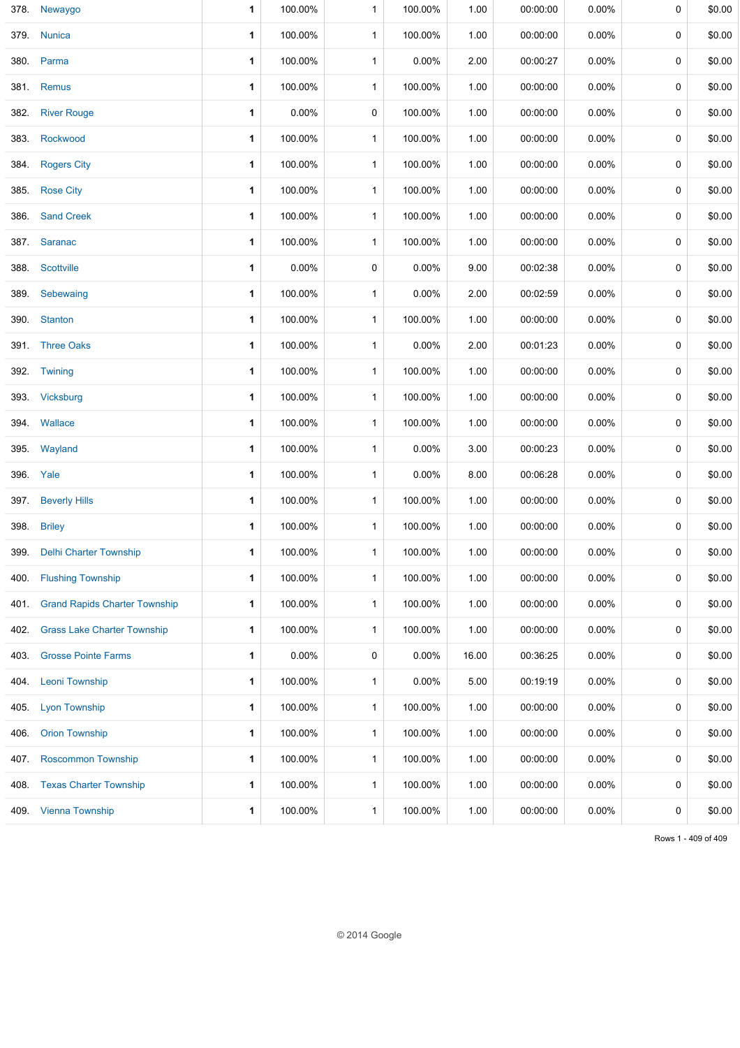| | | | | | | | | | | |
|---|---|---|---|---|---|---|---|---|---|---|
| 378. | Newaygo | 1 | 100.00% | 1 | 100.00% | 1.00 | 00:00:00 | 0.00% | 0 | $0.00 |
| 379. | Nunica | 1 | 100.00% | 1 | 100.00% | 1.00 | 00:00:00 | 0.00% | 0 | $0.00 |
| 380. | Parma | 1 | 100.00% | 1 | 0.00% | 2.00 | 00:00:27 | 0.00% | 0 | $0.00 |
| 381. | Remus | 1 | 100.00% | 1 | 100.00% | 1.00 | 00:00:00 | 0.00% | 0 | $0.00 |
| 382. | River Rouge | 1 | 0.00% | 0 | 100.00% | 1.00 | 00:00:00 | 0.00% | 0 | $0.00 |
| 383. | Rockwood | 1 | 100.00% | 1 | 100.00% | 1.00 | 00:00:00 | 0.00% | 0 | $0.00 |
| 384. | Rogers City | 1 | 100.00% | 1 | 100.00% | 1.00 | 00:00:00 | 0.00% | 0 | $0.00 |
| 385. | Rose City | 1 | 100.00% | 1 | 100.00% | 1.00 | 00:00:00 | 0.00% | 0 | $0.00 |
| 386. | Sand Creek | 1 | 100.00% | 1 | 100.00% | 1.00 | 00:00:00 | 0.00% | 0 | $0.00 |
| 387. | Saranac | 1 | 100.00% | 1 | 100.00% | 1.00 | 00:00:00 | 0.00% | 0 | $0.00 |
| 388. | Scottville | 1 | 0.00% | 0 | 0.00% | 9.00 | 00:02:38 | 0.00% | 0 | $0.00 |
| 389. | Sebewaing | 1 | 100.00% | 1 | 0.00% | 2.00 | 00:02:59 | 0.00% | 0 | $0.00 |
| 390. | Stanton | 1 | 100.00% | 1 | 100.00% | 1.00 | 00:00:00 | 0.00% | 0 | $0.00 |
| 391. | Three Oaks | 1 | 100.00% | 1 | 0.00% | 2.00 | 00:01:23 | 0.00% | 0 | $0.00 |
| 392. | Twining | 1 | 100.00% | 1 | 100.00% | 1.00 | 00:00:00 | 0.00% | 0 | $0.00 |
| 393. | Vicksburg | 1 | 100.00% | 1 | 100.00% | 1.00 | 00:00:00 | 0.00% | 0 | $0.00 |
| 394. | Wallace | 1 | 100.00% | 1 | 100.00% | 1.00 | 00:00:00 | 0.00% | 0 | $0.00 |
| 395. | Wayland | 1 | 100.00% | 1 | 0.00% | 3.00 | 00:00:23 | 0.00% | 0 | $0.00 |
| 396. | Yale | 1 | 100.00% | 1 | 0.00% | 8.00 | 00:06:28 | 0.00% | 0 | $0.00 |
| 397. | Beverly Hills | 1 | 100.00% | 1 | 100.00% | 1.00 | 00:00:00 | 0.00% | 0 | $0.00 |
| 398. | Briley | 1 | 100.00% | 1 | 100.00% | 1.00 | 00:00:00 | 0.00% | 0 | $0.00 |
| 399. | Delhi Charter Township | 1 | 100.00% | 1 | 100.00% | 1.00 | 00:00:00 | 0.00% | 0 | $0.00 |
| 400. | Flushing Township | 1 | 100.00% | 1 | 100.00% | 1.00 | 00:00:00 | 0.00% | 0 | $0.00 |
| 401. | Grand Rapids Charter Township | 1 | 100.00% | 1 | 100.00% | 1.00 | 00:00:00 | 0.00% | 0 | $0.00 |
| 402. | Grass Lake Charter Township | 1 | 100.00% | 1 | 100.00% | 1.00 | 00:00:00 | 0.00% | 0 | $0.00 |
| 403. | Grosse Pointe Farms | 1 | 0.00% | 0 | 0.00% | 16.00 | 00:36:25 | 0.00% | 0 | $0.00 |
| 404. | Leoni Township | 1 | 100.00% | 1 | 0.00% | 5.00 | 00:19:19 | 0.00% | 0 | $0.00 |
| 405. | Lyon Township | 1 | 100.00% | 1 | 100.00% | 1.00 | 00:00:00 | 0.00% | 0 | $0.00 |
| 406. | Orion Township | 1 | 100.00% | 1 | 100.00% | 1.00 | 00:00:00 | 0.00% | 0 | $0.00 |
| 407. | Roscommon Township | 1 | 100.00% | 1 | 100.00% | 1.00 | 00:00:00 | 0.00% | 0 | $0.00 |
| 408. | Texas Charter Township | 1 | 100.00% | 1 | 100.00% | 1.00 | 00:00:00 | 0.00% | 0 | $0.00 |
| 409. | Vienna Township | 1 | 100.00% | 1 | 100.00% | 1.00 | 00:00:00 | 0.00% | 0 | $0.00 |

Rows 1 - 409 of 409

© 2014 Google